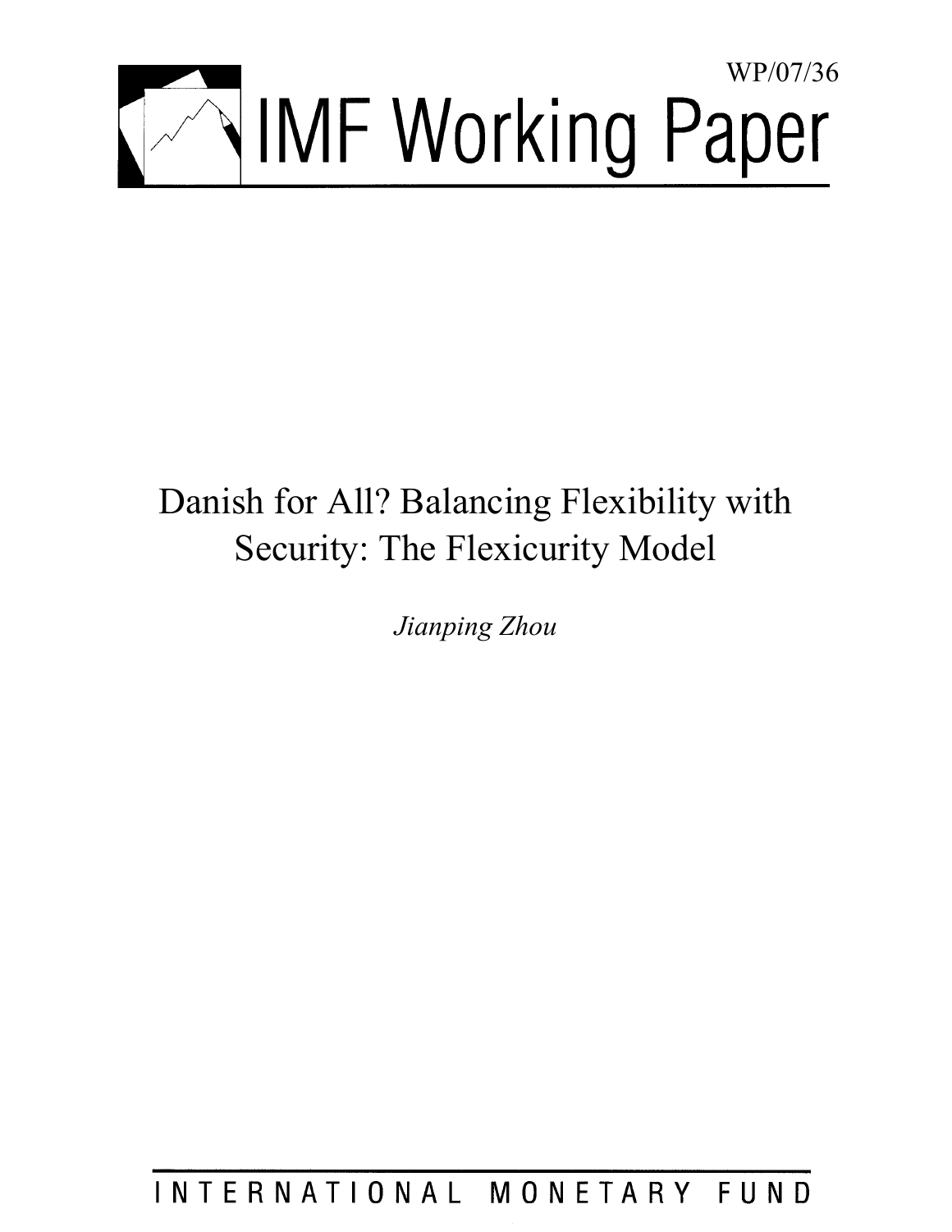WP/07/36

# IMF Working Paper

# Danish for All? Balancing Flexibility with Security: The Flexicurity Model

*Jianping Zhou*

INTERNATIONAL MONETARY FUND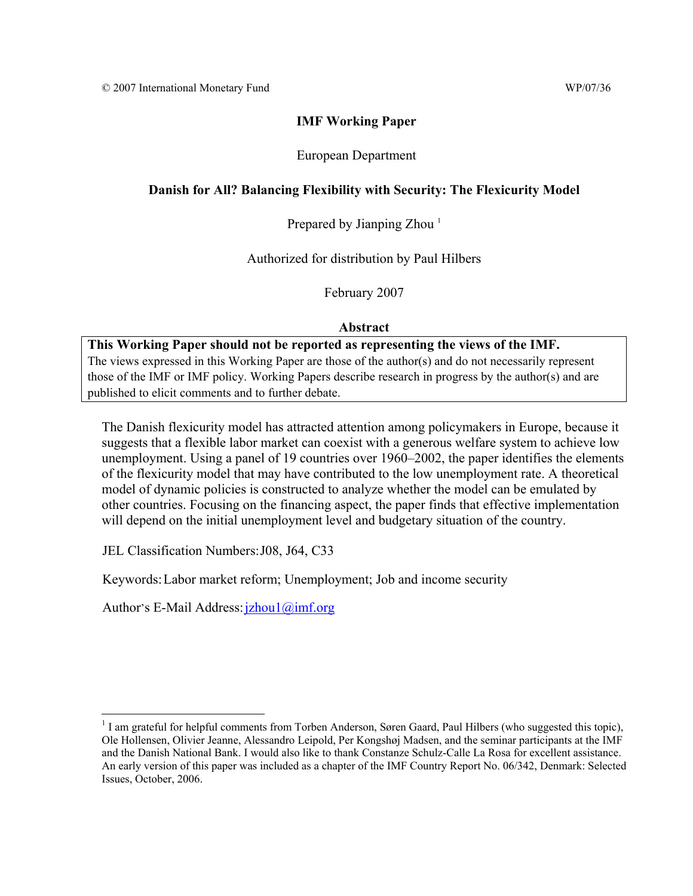© 2007 International Monetary Fund WP/07/36

# IMF Working Paper

European Department

## Danish for All? Balancing Flexibility with Security: The Flexicurity Model

Prepared by Jianping Zhou [1]

Authorized for distribution by Paul Hilbers

February 2007

### Abstract

**This Working Paper should not be reported as representing the views of the IMF.**
The views expressed in this Working Paper are those of the author(s) and do not necessarily represent those of the IMF or IMF policy. Working Papers describe research in progress by the author(s) and are published to elicit comments and to further debate.

The Danish flexicurity model has attracted attention among policymakers in Europe, because it suggests that a flexible labor market can coexist with a generous welfare system to achieve low unemployment. Using a panel of 19 countries over 1960–2002, the paper identifies the elements of the flexicurity model that may have contributed to the low unemployment rate. A theoretical model of dynamic policies is constructed to analyze whether the model can be emulated by other countries. Focusing on the financing aspect, the paper finds that effective implementation will depend on the initial unemployment level and budgetary situation of the country.

JEL Classification Numbers: J08, J64, C33

Keywords: Labor market reform; Unemployment; Job and income security

Author's E-Mail Address: jzhou1@imf.org

[1] I am grateful for helpful comments from Torben Anderson, Søren Gaard, Paul Hilbers (who suggested this topic), Ole Hollensen, Olivier Jeanne, Alessandro Leipold, Per Kongshøj Madsen, and the seminar participants at the IMF and the Danish National Bank. I would also like to thank Constanze Schulz-Calle La Rosa for excellent assistance. An early version of this paper was included as a chapter of the IMF Country Report No. 06/342, Denmark: Selected Issues, October, 2006.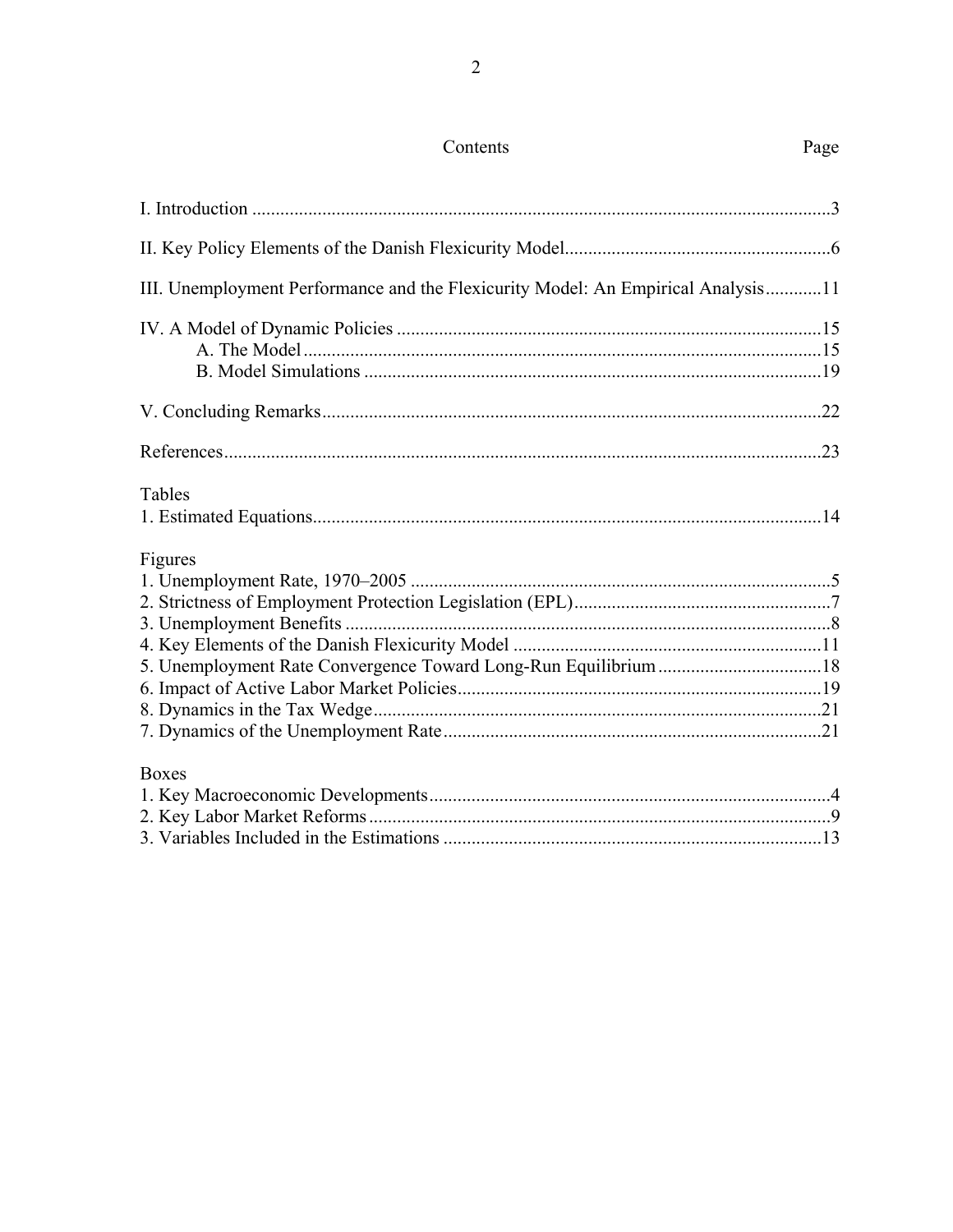## Contents

| | Page |
|---|---|
| I. Introduction | 3 |
| II. Key Policy Elements of the Danish Flexicurity Model | 6 |
| III. Unemployment Performance and the Flexicurity Model: An Empirical Analysis | 11 |
| IV. A Model of Dynamic Policies | 15 |
| A. The Model | 15 |
| B. Model Simulations | 19 |
| V. Concluding Remarks | 22 |
| References | 23 |
| **Tables** | |
| 1. Estimated Equations | 14 |
| **Figures** | |
| 1. Unemployment Rate, 1970–2005 | 5 |
| 2. Strictness of Employment Protection Legislation (EPL) | 7 |
| 3. Unemployment Benefits | 8 |
| 4. Key Elements of the Danish Flexicurity Model | 11 |
| 5. Unemployment Rate Convergence Toward Long-Run Equilibrium | 18 |
| 6. Impact of Active Labor Market Policies | 19 |
| 8. Dynamics in the Tax Wedge | 21 |
| 7. Dynamics of the Unemployment Rate | 21 |
| **Boxes** | |
| 1. Key Macroeconomic Developments | 4 |
| 2. Key Labor Market Reforms | 9 |
| 3. Variables Included in the Estimations | 13 |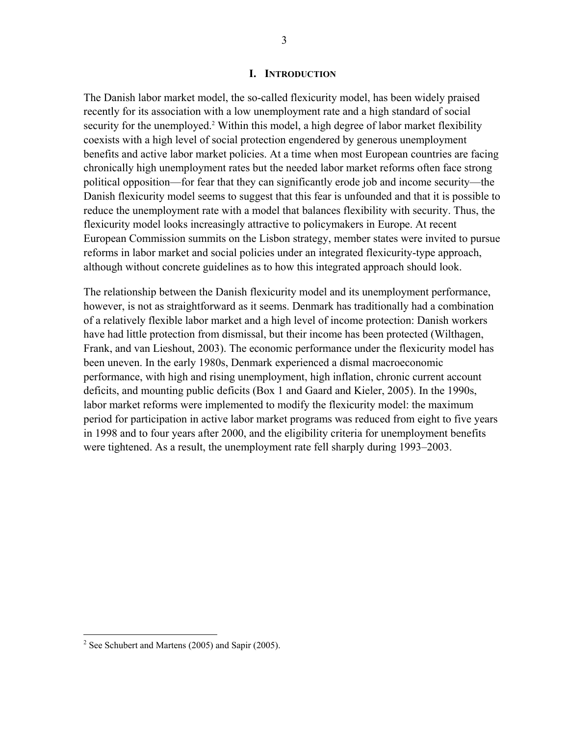# I. Introduction

The Danish labor market model, the so-called flexicurity model, has been widely praised recently for its association with a low unemployment rate and a high standard of social security for the unemployed.[2] Within this model, a high degree of labor market flexibility coexists with a high level of social protection engendered by generous unemployment benefits and active labor market policies. At a time when most European countries are facing chronically high unemployment rates but the needed labor market reforms often face strong political opposition—for fear that they can significantly erode job and income security—the Danish flexicurity model seems to suggest that this fear is unfounded and that it is possible to reduce the unemployment rate with a model that balances flexibility with security. Thus, the flexicurity model looks increasingly attractive to policymakers in Europe. At recent European Commission summits on the Lisbon strategy, member states were invited to pursue reforms in labor market and social policies under an integrated flexicurity-type approach, although without concrete guidelines as to how this integrated approach should look.

The relationship between the Danish flexicurity model and its unemployment performance, however, is not as straightforward as it seems. Denmark has traditionally had a combination of a relatively flexible labor market and a high level of income protection: Danish workers have had little protection from dismissal, but their income has been protected (Wilthagen, Frank, and van Lieshout, 2003). The economic performance under the flexicurity model has been uneven. In the early 1980s, Denmark experienced a dismal macroeconomic performance, with high and rising unemployment, high inflation, chronic current account deficits, and mounting public deficits (Box 1 and Gaard and Kieler, 2005). In the 1990s, labor market reforms were implemented to modify the flexicurity model: the maximum period for participation in active labor market programs was reduced from eight to five years in 1998 and to four years after 2000, and the eligibility criteria for unemployment benefits were tightened. As a result, the unemployment rate fell sharply during 1993–2003.

---

[2] See Schubert and Martens (2005) and Sapir (2005).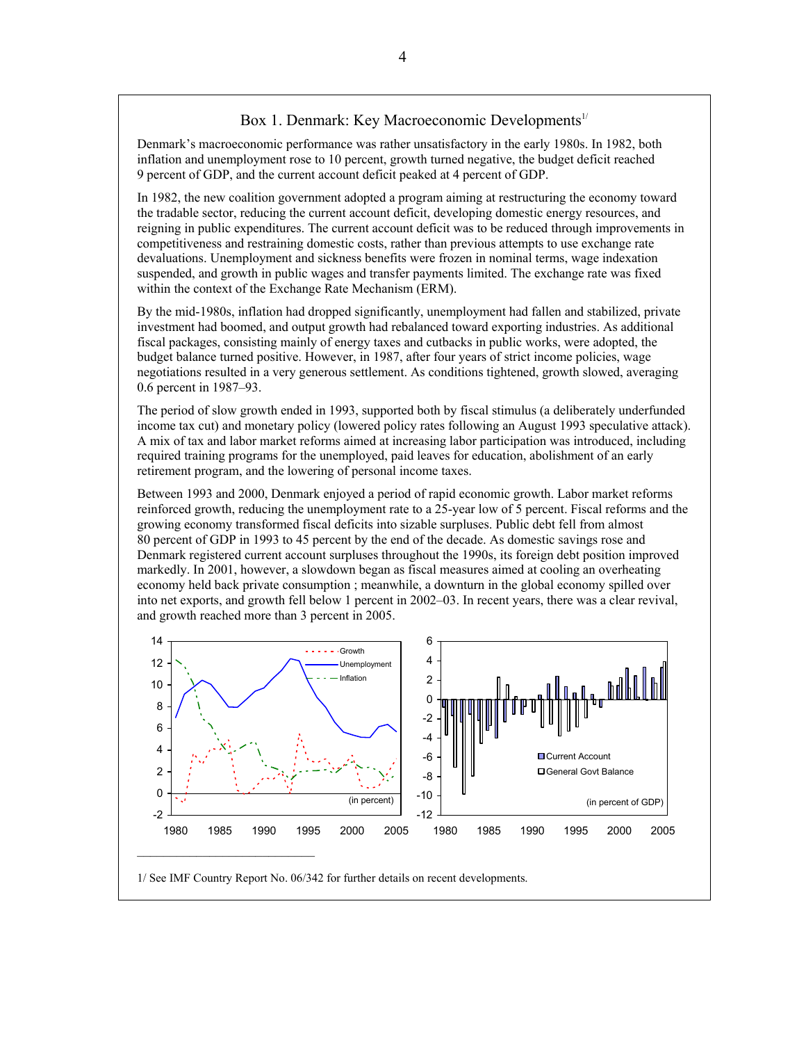## Box 1. Denmark: Key Macroeconomic Developments[1/]

Denmark's macroeconomic performance was rather unsatisfactory in the early 1980s. In 1982, both inflation and unemployment rose to 10 percent, growth turned negative, the budget deficit reached 9 percent of GDP, and the current account deficit peaked at 4 percent of GDP.

In 1982, the new coalition government adopted a program aiming at restructuring the economy toward the tradable sector, reducing the current account deficit, developing domestic energy resources, and reigning in public expenditures. The current account deficit was to be reduced through improvements in competitiveness and restraining domestic costs, rather than previous attempts to use exchange rate devaluations. Unemployment and sickness benefits were frozen in nominal terms, wage indexation suspended, and growth in public wages and transfer payments limited. The exchange rate was fixed within the context of the Exchange Rate Mechanism (ERM).

By the mid-1980s, inflation had dropped significantly, unemployment had fallen and stabilized, private investment had boomed, and output growth had rebalanced toward exporting industries. As additional fiscal packages, consisting mainly of energy taxes and cutbacks in public works, were adopted, the budget balance turned positive. However, in 1987, after four years of strict income policies, wage negotiations resulted in a very generous settlement. As conditions tightened, growth slowed, averaging 0.6 percent in 1987–93.

The period of slow growth ended in 1993, supported both by fiscal stimulus (a deliberately underfunded income tax cut) and monetary policy (lowered policy rates following an August 1993 speculative attack). A mix of tax and labor market reforms aimed at increasing labor participation was introduced, including required training programs for the unemployed, paid leaves for education, abolishment of an early retirement program, and the lowering of personal income taxes.

Between 1993 and 2000, Denmark enjoyed a period of rapid economic growth. Labor market reforms reinforced growth, reducing the unemployment rate to a 25-year low of 5 percent. Fiscal reforms and the growing economy transformed fiscal deficits into sizable surpluses. Public debt fell from almost 80 percent of GDP in 1993 to 45 percent by the end of the decade. As domestic savings rose and Denmark registered current account surpluses throughout the 1990s, its foreign debt position improved markedly. In 2001, however, a slowdown began as fiscal measures aimed at cooling an overheating economy held back private consumption ; meanwhile, a downturn in the global economy spilled over into net exports, and growth fell below 1 percent in 2002–03. In recent years, there was a clear revival, and growth reached more than 3 percent in 2005.

---

1/ See IMF Country Report No. 06/342 for further details on recent developments.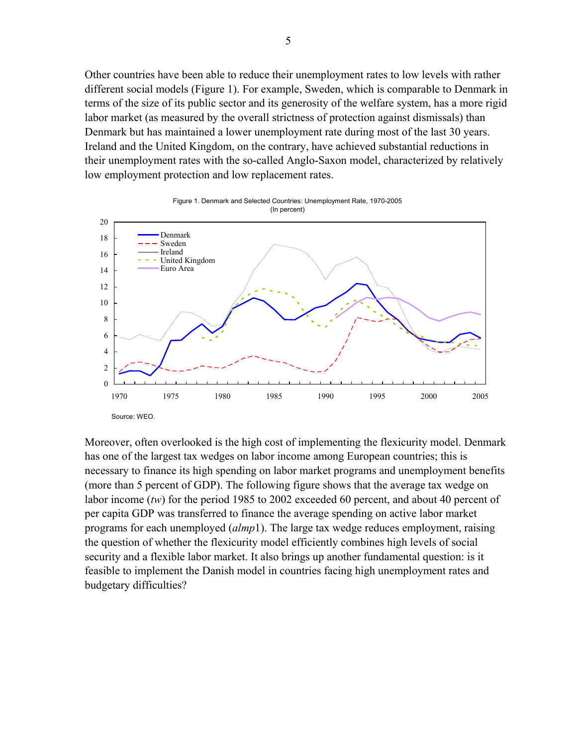Other countries have been able to reduce their unemployment rates to low levels with rather different social models (Figure 1). For example, Sweden, which is comparable to Denmark in terms of the size of its public sector and its generosity of the welfare system, has a more rigid labor market (as measured by the overall strictness of protection against dismissals) than Denmark but has maintained a lower unemployment rate during most of the last 30 years. Ireland and the United Kingdom, on the contrary, have achieved substantial reductions in their unemployment rates with the so-called Anglo-Saxon model, characterized by relatively low employment protection and low replacement rates.

Figure 1. Denmark and Selected Countries: Unemployment Rate, 1970-2005
(In percent)

Source: WEO.

Moreover, often overlooked is the high cost of implementing the flexicurity model. Denmark has one of the largest tax wedges on labor income among European countries; this is necessary to finance its high spending on labor market programs and unemployment benefits (more than 5 percent of GDP). The following figure shows that the average tax wedge on labor income (*tw*) for the period 1985 to 2002 exceeded 60 percent, and about 40 percent of per capita GDP was transferred to finance the average spending on active labor market programs for each unemployed (*almp*1). The large tax wedge reduces employment, raising the question of whether the flexicurity model efficiently combines high levels of social security and a flexible labor market. It also brings up another fundamental question: is it feasible to implement the Danish model in countries facing high unemployment rates and budgetary difficulties?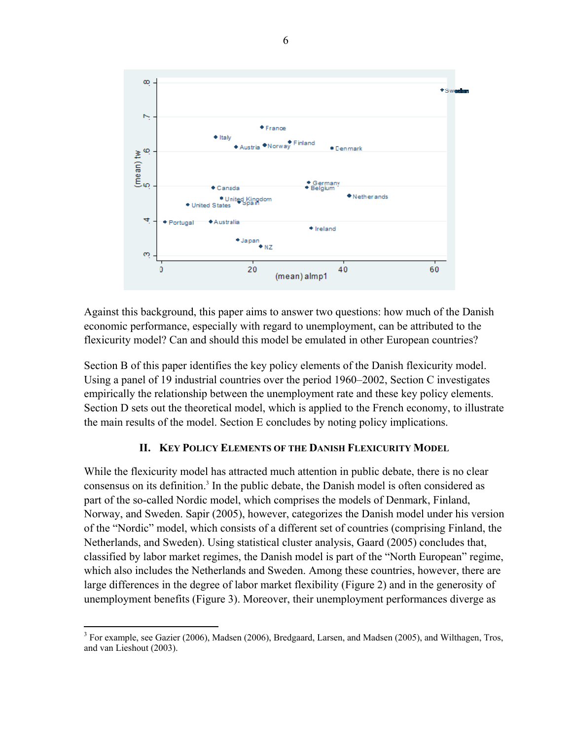Against this background, this paper aims to answer two questions: how much of the Danish economic performance, especially with regard to unemployment, can be attributed to the flexicurity model? Can and should this model be emulated in other European countries?

Section B of this paper identifies the key policy elements of the Danish flexicurity model. Using a panel of 19 industrial countries over the period 1960–2002, Section C investigates empirically the relationship between the unemployment rate and these key policy elements. Section D sets out the theoretical model, which is applied to the French economy, to illustrate the main results of the model. Section E concludes by noting policy implications.

## II. Key Policy Elements of the Danish Flexicurity Model

While the flexicurity model has attracted much attention in public debate, there is no clear consensus on its definition.[3] In the public debate, the Danish model is often considered as part of the so-called Nordic model, which comprises the models of Denmark, Finland, Norway, and Sweden. Sapir (2005), however, categorizes the Danish model under his version of the "Nordic" model, which consists of a different set of countries (comprising Finland, the Netherlands, and Sweden). Using statistical cluster analysis, Gaard (2005) concludes that, classified by labor market regimes, the Danish model is part of the "North European" regime, which also includes the Netherlands and Sweden. Among these countries, however, there are large differences in the degree of labor market flexibility (Figure 2) and in the generosity of unemployment benefits (Figure 3). Moreover, their unemployment performances diverge as

[3] For example, see Gazier (2006), Madsen (2006), Bredgaard, Larsen, and Madsen (2005), and Wilthagen, Tros, and van Lieshout (2003).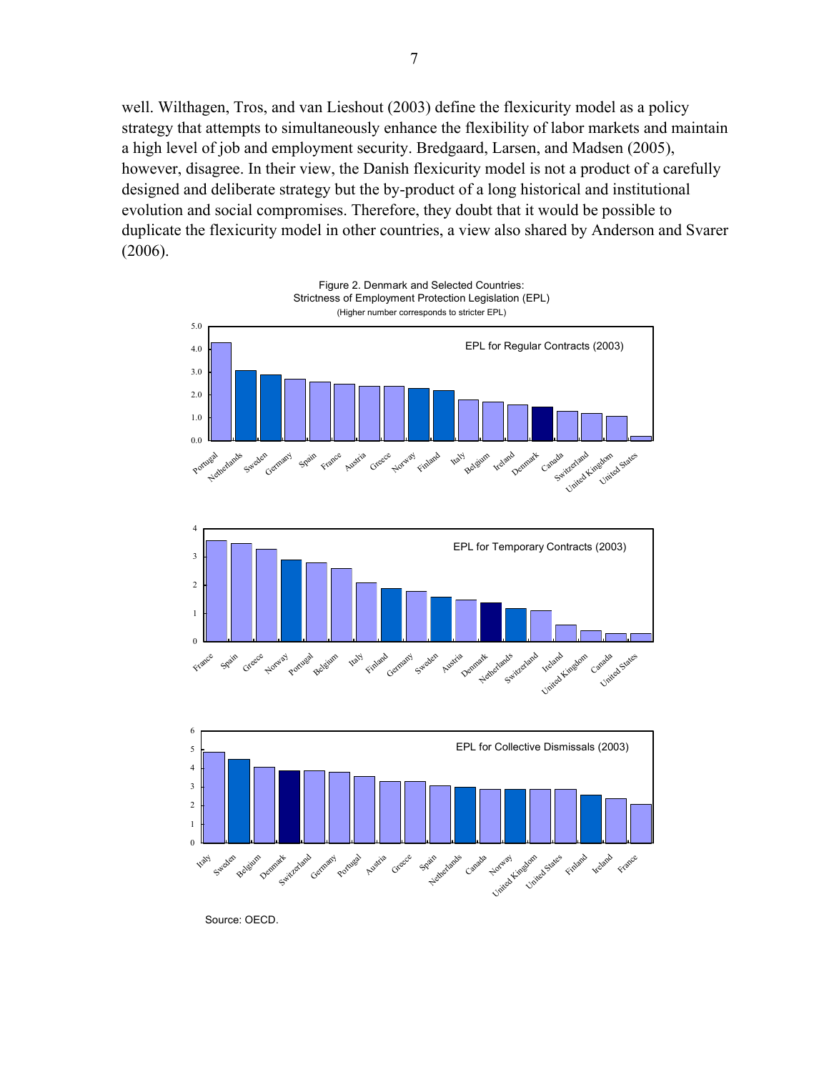well. Wilthagen, Tros, and van Lieshout (2003) define the flexicurity model as a policy strategy that attempts to simultaneously enhance the flexibility of labor markets and maintain a high level of job and employment security. Bredgaard, Larsen, and Madsen (2005), however, disagree. In their view, the Danish flexicurity model is not a product of a carefully designed and deliberate strategy but the by-product of a long historical and institutional evolution and social compromises. Therefore, they doubt that it would be possible to duplicate the flexicurity model in other countries, a view also shared by Anderson and Svarer (2006).

Figure 2. Denmark and Selected Countries: Strictness of Employment Protection Legislation (EPL)
(Higher number corresponds to stricter EPL)

Source: OECD.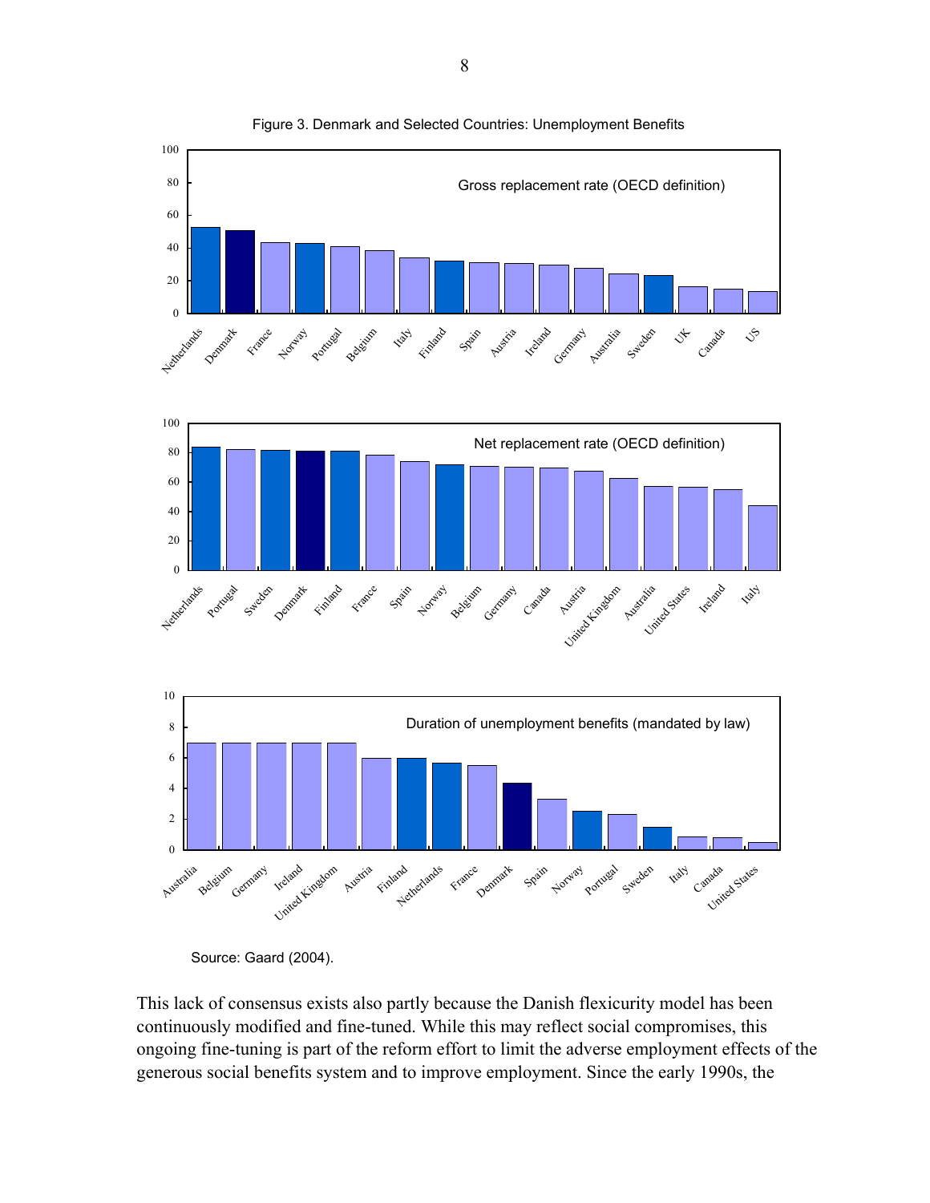Figure 3. Denmark and Selected Countries: Unemployment Benefits

Source: Gaard (2004).

This lack of consensus exists also partly because the Danish flexicurity model has been continuously modified and fine-tuned. While this may reflect social compromises, this ongoing fine-tuning is part of the reform effort to limit the adverse employment effects of the generous social benefits system and to improve employment. Since the early 1990s, the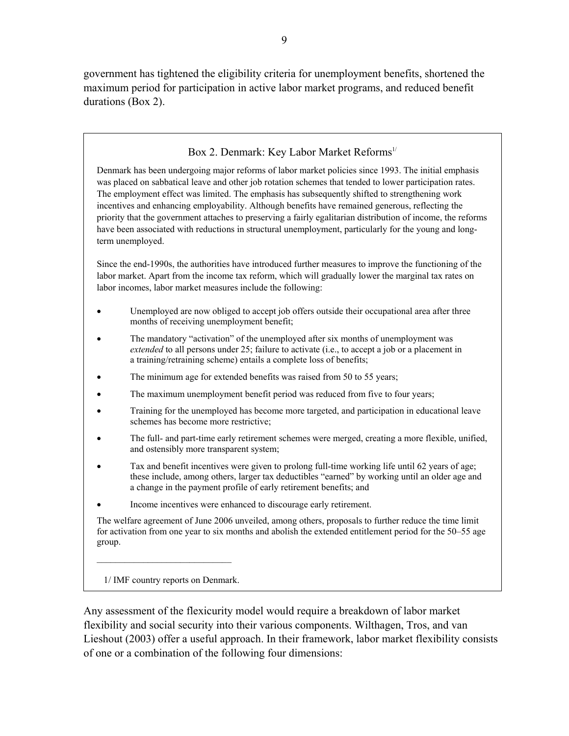government has tightened the eligibility criteria for unemployment benefits, shortened the maximum period for participation in active labor market programs, and reduced benefit durations (Box 2).

### Box 2. Denmark: Key Labor Market Reforms[1/]

Denmark has been undergoing major reforms of labor market policies since 1993. The initial emphasis was placed on sabbatical leave and other job rotation schemes that tended to lower participation rates. The employment effect was limited. The emphasis has subsequently shifted to strengthening work incentives and enhancing employability. Although benefits have remained generous, reflecting the priority that the government attaches to preserving a fairly egalitarian distribution of income, the reforms have been associated with reductions in structural unemployment, particularly for the young and long-term unemployed.

Since the end-1990s, the authorities have introduced further measures to improve the functioning of the labor market. Apart from the income tax reform, which will gradually lower the marginal tax rates on labor incomes, labor market measures include the following:

- Unemployed are now obliged to accept job offers outside their occupational area after three months of receiving unemployment benefit;
- The mandatory "activation" of the unemployed after six months of unemployment was *extended* to all persons under 25; failure to activate (i.e., to accept a job or a placement in a training/retraining scheme) entails a complete loss of benefits;
- The minimum age for extended benefits was raised from 50 to 55 years;
- The maximum unemployment benefit period was reduced from five to four years;
- Training for the unemployed has become more targeted, and participation in educational leave schemes has become more restrictive;
- The full- and part-time early retirement schemes were merged, creating a more flexible, unified, and ostensibly more transparent system;
- Tax and benefit incentives were given to prolong full-time working life until 62 years of age; these include, among others, larger tax deductibles "earned" by working until an older age and a change in the payment profile of early retirement benefits; and
- Income incentives were enhanced to discourage early retirement.

The welfare agreement of June 2006 unveiled, among others, proposals to further reduce the time limit for activation from one year to six months and abolish the extended entitlement period for the 50–55 age group.

---

1/ IMF country reports on Denmark.

Any assessment of the flexicurity model would require a breakdown of labor market flexibility and social security into their various components. Wilthagen, Tros, and van Lieshout (2003) offer a useful approach. In their framework, labor market flexibility consists of one or a combination of the following four dimensions: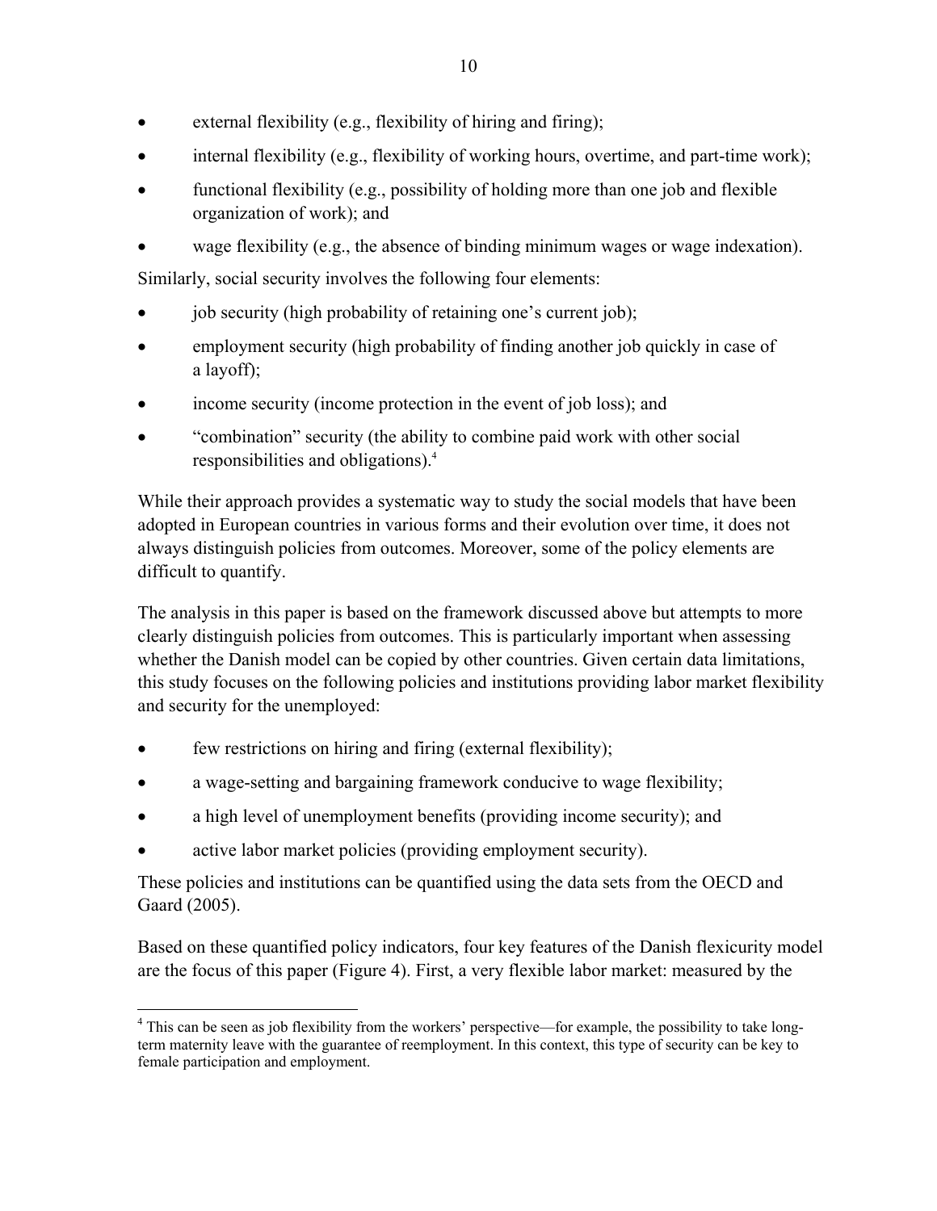- external flexibility (e.g., flexibility of hiring and firing);
- internal flexibility (e.g., flexibility of working hours, overtime, and part-time work);
- functional flexibility (e.g., possibility of holding more than one job and flexible organization of work); and
- wage flexibility (e.g., the absence of binding minimum wages or wage indexation).

Similarly, social security involves the following four elements:

- job security (high probability of retaining one's current job);
- employment security (high probability of finding another job quickly in case of a layoff);
- income security (income protection in the event of job loss); and
- "combination" security (the ability to combine paid work with other social responsibilities and obligations).[4]

While their approach provides a systematic way to study the social models that have been adopted in European countries in various forms and their evolution over time, it does not always distinguish policies from outcomes. Moreover, some of the policy elements are difficult to quantify.

The analysis in this paper is based on the framework discussed above but attempts to more clearly distinguish policies from outcomes. This is particularly important when assessing whether the Danish model can be copied by other countries. Given certain data limitations, this study focuses on the following policies and institutions providing labor market flexibility and security for the unemployed:

- few restrictions on hiring and firing (external flexibility);
- a wage-setting and bargaining framework conducive to wage flexibility;
- a high level of unemployment benefits (providing income security); and
- active labor market policies (providing employment security).

These policies and institutions can be quantified using the data sets from the OECD and Gaard (2005).

Based on these quantified policy indicators, four key features of the Danish flexicurity model are the focus of this paper (Figure 4). First, a very flexible labor market: measured by the

[4] This can be seen as job flexibility from the workers' perspective—for example, the possibility to take long-term maternity leave with the guarantee of reemployment. In this context, this type of security can be key to female participation and employment.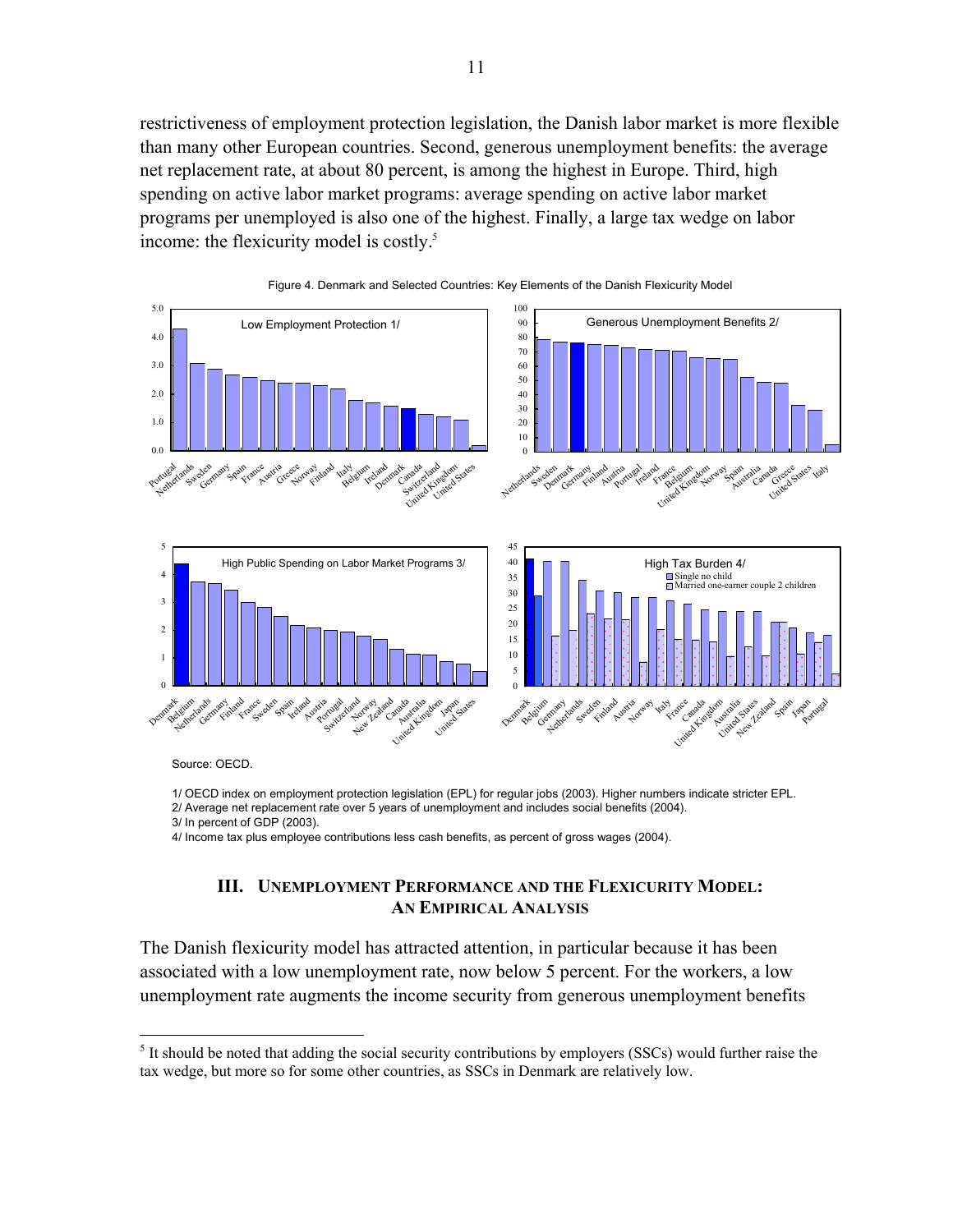restrictiveness of employment protection legislation, the Danish labor market is more flexible than many other European countries. Second, generous unemployment benefits: the average net replacement rate, at about 80 percent, is among the highest in Europe. Third, high spending on active labor market programs: average spending on active labor market programs per unemployed is also one of the highest. Finally, a large tax wedge on labor income: the flexicurity model is costly.[5]

Figure 4. Denmark and Selected Countries: Key Elements of the Danish Flexicurity Model

Source: OECD.

1/ OECD index on employment protection legislation (EPL) for regular jobs (2003). Higher numbers indicate stricter EPL.
2/ Average net replacement rate over 5 years of unemployment and includes social benefits (2004).
3/ In percent of GDP (2003).
4/ Income tax plus employee contributions less cash benefits, as percent of gross wages (2004).

## III. Unemployment Performance and the Flexicurity Model: An Empirical Analysis

The Danish flexicurity model has attracted attention, in particular because it has been associated with a low unemployment rate, now below 5 percent. For the workers, a low unemployment rate augments the income security from generous unemployment benefits

[5] It should be noted that adding the social security contributions by employers (SSCs) would further raise the tax wedge, but more so for some other countries, as SSCs in Denmark are relatively low.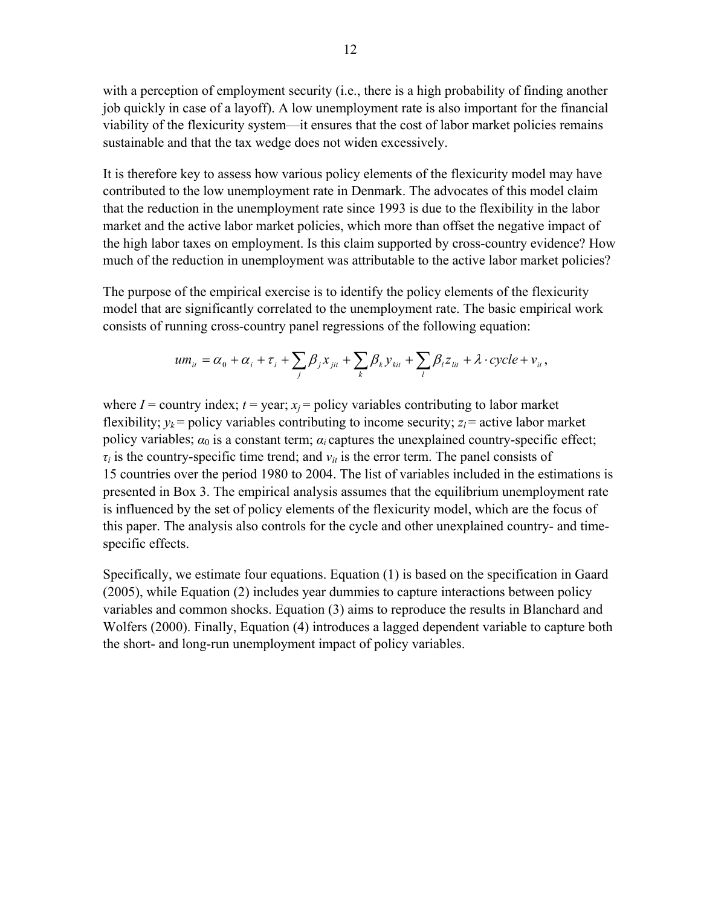with a perception of employment security (i.e., there is a high probability of finding another job quickly in case of a layoff). A low unemployment rate is also important for the financial viability of the flexicurity system—it ensures that the cost of labor market policies remains sustainable and that the tax wedge does not widen excessively.

It is therefore key to assess how various policy elements of the flexicurity model may have contributed to the low unemployment rate in Denmark. The advocates of this model claim that the reduction in the unemployment rate since 1993 is due to the flexibility in the labor market and the active labor market policies, which more than offset the negative impact of the high labor taxes on employment. Is this claim supported by cross-country evidence? How much of the reduction in unemployment was attributable to the active labor market policies?

The purpose of the empirical exercise is to identify the policy elements of the flexicurity model that are significantly correlated to the unemployment rate. The basic empirical work consists of running cross-country panel regressions of the following equation:

$$um_{it} = \alpha_0 + \alpha_i + \tau_i + \sum_j \beta_j x_{jit} + \sum_k \beta_k y_{kit} + \sum_l \beta_l z_{lit} + \lambda \cdot cycle + v_{it},$$

where $I$ = country index; $t$ = year; $x_j$ = policy variables contributing to labor market flexibility; $y_k$ = policy variables contributing to income security; $z_l$ = active labor market policy variables; $\alpha_0$ is a constant term; $\alpha_i$ captures the unexplained country-specific effect; $\tau_i$ is the country-specific time trend; and $v_{it}$ is the error term. The panel consists of 15 countries over the period 1980 to 2004. The list of variables included in the estimations is presented in Box 3. The empirical analysis assumes that the equilibrium unemployment rate is influenced by the set of policy elements of the flexicurity model, which are the focus of this paper. The analysis also controls for the cycle and other unexplained country- and time-specific effects.

Specifically, we estimate four equations. Equation (1) is based on the specification in Gaard (2005), while Equation (2) includes year dummies to capture interactions between policy variables and common shocks. Equation (3) aims to reproduce the results in Blanchard and Wolfers (2000). Finally, Equation (4) introduces a lagged dependent variable to capture both the short- and long-run unemployment impact of policy variables.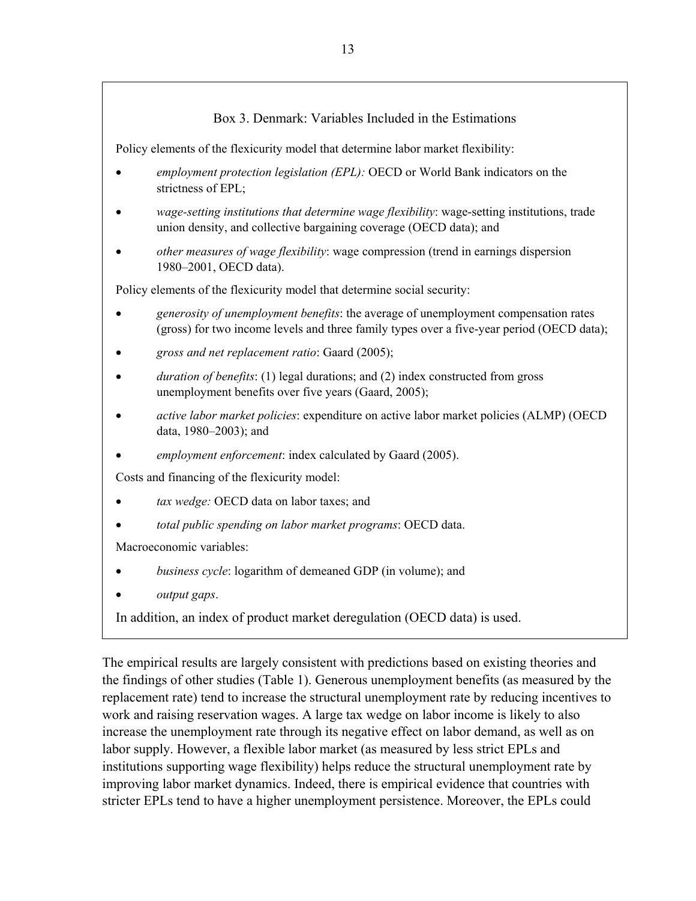### Box 3. Denmark: Variables Included in the Estimations

Policy elements of the flexicurity model that determine labor market flexibility:

- *employment protection legislation (EPL):* OECD or World Bank indicators on the strictness of EPL;
- *wage-setting institutions that determine wage flexibility*: wage-setting institutions, trade union density, and collective bargaining coverage (OECD data); and
- *other measures of wage flexibility*: wage compression (trend in earnings dispersion 1980–2001, OECD data).

Policy elements of the flexicurity model that determine social security:

- *generosity of unemployment benefits*: the average of unemployment compensation rates (gross) for two income levels and three family types over a five-year period (OECD data);
- *gross and net replacement ratio*: Gaard (2005);
- *duration of benefits*: (1) legal durations; and (2) index constructed from gross unemployment benefits over five years (Gaard, 2005);
- *active labor market policies*: expenditure on active labor market policies (ALMP) (OECD data, 1980–2003); and
- *employment enforcement*: index calculated by Gaard (2005).

Costs and financing of the flexicurity model:

- *tax wedge:* OECD data on labor taxes; and
- *total public spending on labor market programs*: OECD data.

Macroeconomic variables:

- *business cycle*: logarithm of demeaned GDP (in volume); and
- *output gaps*.

In addition, an index of product market deregulation (OECD data) is used.

The empirical results are largely consistent with predictions based on existing theories and the findings of other studies (Table 1). Generous unemployment benefits (as measured by the replacement rate) tend to increase the structural unemployment rate by reducing incentives to work and raising reservation wages. A large tax wedge on labor income is likely to also increase the unemployment rate through its negative effect on labor demand, as well as on labor supply. However, a flexible labor market (as measured by less strict EPLs and institutions supporting wage flexibility) helps reduce the structural unemployment rate by improving labor market dynamics. Indeed, there is empirical evidence that countries with stricter EPLs tend to have a higher unemployment persistence. Moreover, the EPLs could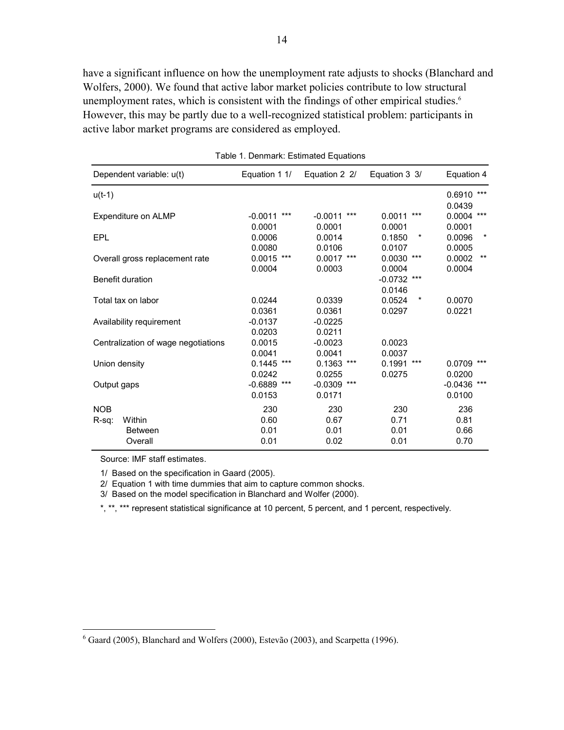have a significant influence on how the unemployment rate adjusts to shocks (Blanchard and Wolfers, 2000). We found that active labor market policies contribute to low structural unemployment rates, which is consistent with the findings of other empirical studies.[6] However, this may be partly due to a well-recognized statistical problem: participants in active labor market programs are considered as employed.

Table 1. Denmark: Estimated Equations

| Dependent variable: u(t) | Equation 1 1/ | Equation 2 2/ | Equation 3 3/ | Equation 4 |
|---|---|---|---|---|
| u(t-1) | | | | 0.6910 *** |
| | | | | 0.0439 |
| Expenditure on ALMP | -0.0011 *** | -0.0011 *** | 0.0011 *** | 0.0004 *** |
| | 0.0001 | 0.0001 | 0.0001 | 0.0001 |
| EPL | 0.0006 | 0.0014 | 0.1850 * | 0.0096 * |
| | 0.0080 | 0.0106 | 0.0107 | 0.0005 |
| Overall gross replacement rate | 0.0015 *** | 0.0017 *** | 0.0030 *** | 0.0002 ** |
| | 0.0004 | 0.0003 | 0.0004 | 0.0004 |
| Benefit duration | | | -0.0732 *** | |
| | | | 0.0146 | |
| Total tax on labor | 0.0244 | 0.0339 | 0.0524 * | 0.0070 |
| | 0.0361 | 0.0361 | 0.0297 | 0.0221 |
| Availability requirement | -0.0137 | -0.0225 | | |
| | 0.0203 | 0.0211 | | |
| Centralization of wage negotiations | 0.0015 | -0.0023 | 0.0023 | |
| | 0.0041 | 0.0041 | 0.0037 | |
| Union density | 0.1445 *** | 0.1363 *** | 0.1991 *** | 0.0709 *** |
| | 0.0242 | 0.0255 | 0.0275 | 0.0200 |
| Output gaps | -0.6889 *** | -0.0309 *** | | -0.0436 *** |
| | 0.0153 | 0.0171 | | 0.0100 |
| NOB | 230 | 230 | 230 | 236 |
| R-sq: Within | 0.60 | 0.67 | 0.71 | 0.81 |
| Between | 0.01 | 0.01 | 0.01 | 0.66 |
| Overall | 0.01 | 0.02 | 0.01 | 0.70 |

Source: IMF staff estimates.

1/ Based on the specification in Gaard (2005).

2/ Equation 1 with time dummies that aim to capture common shocks.

3/ Based on the model specification in Blanchard and Wolfer (2000).

*, **, *** represent statistical significance at 10 percent, 5 percent, and 1 percent, respectively.

[6] Gaard (2005), Blanchard and Wolfers (2000), Estevão (2003), and Scarpetta (1996).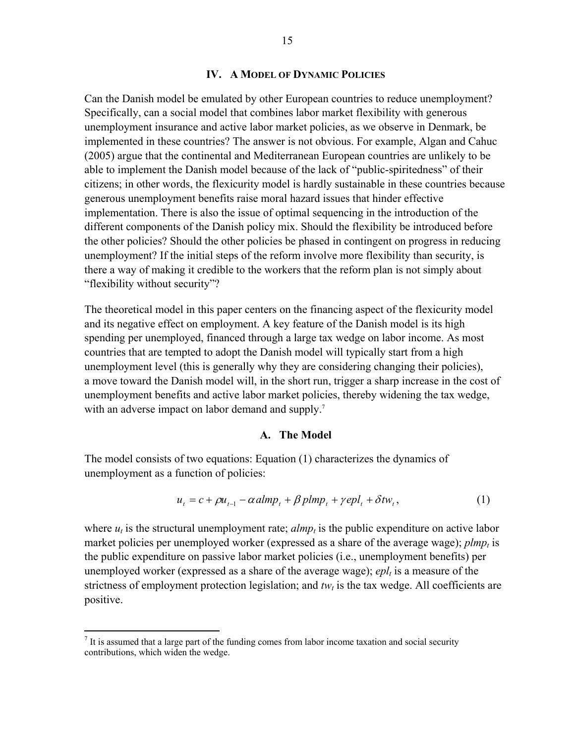## IV. A Model of Dynamic Policies

Can the Danish model be emulated by other European countries to reduce unemployment? Specifically, can a social model that combines labor market flexibility with generous unemployment insurance and active labor market policies, as we observe in Denmark, be implemented in these countries? The answer is not obvious. For example, Algan and Cahuc (2005) argue that the continental and Mediterranean European countries are unlikely to be able to implement the Danish model because of the lack of "public-spiritedness" of their citizens; in other words, the flexicurity model is hardly sustainable in these countries because generous unemployment benefits raise moral hazard issues that hinder effective implementation. There is also the issue of optimal sequencing in the introduction of the different components of the Danish policy mix. Should the flexibility be introduced before the other policies? Should the other policies be phased in contingent on progress in reducing unemployment? If the initial steps of the reform involve more flexibility than security, is there a way of making it credible to the workers that the reform plan is not simply about "flexibility without security"?

The theoretical model in this paper centers on the financing aspect of the flexicurity model and its negative effect on employment. A key feature of the Danish model is its high spending per unemployed, financed through a large tax wedge on labor income. As most countries that are tempted to adopt the Danish model will typically start from a high unemployment level (this is generally why they are considering changing their policies), a move toward the Danish model will, in the short run, trigger a sharp increase in the cost of unemployment benefits and active labor market policies, thereby widening the tax wedge, with an adverse impact on labor demand and supply.[7]

### A. The Model

The model consists of two equations: Equation (1) characterizes the dynamics of unemployment as a function of policies:

$$u_t = c + \rho u_{t-1} - \alpha \, almp_t + \beta \, plmp_t + \gamma \, epl_t + \delta tw_t, \tag{1}$$

where $u_t$ is the structural unemployment rate; $almp_t$ is the public expenditure on active labor market policies per unemployed worker (expressed as a share of the average wage); $plmp_t$ is the public expenditure on passive labor market policies (i.e., unemployment benefits) per unemployed worker (expressed as a share of the average wage); $epl_t$ is a measure of the strictness of employment protection legislation; and $tw_t$ is the tax wedge. All coefficients are positive.

[7] It is assumed that a large part of the funding comes from labor income taxation and social security contributions, which widen the wedge.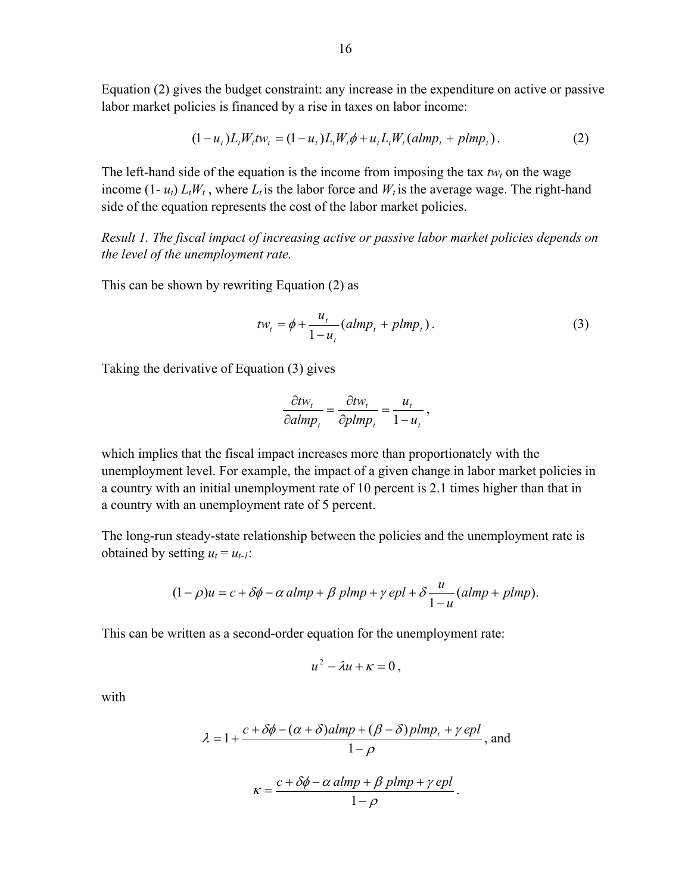Equation (2) gives the budget constraint: any increase in the expenditure on active or passive labor market policies is financed by a rise in taxes on labor income:

$$(1-u_t)L_t W_t tw_t = (1-u_t)L_t W_t \phi + u_t L_t W_t (almp_t + plmp_t)\,. \tag{2}$$

The left-hand side of the equation is the income from imposing the tax $tw_t$ on the wage income $(1- u_t)\, L_t W_t$ , where $L_t$ is the labor force and $W_t$ is the average wage. The right-hand side of the equation represents the cost of the labor market policies.

*Result 1. The fiscal impact of increasing active or passive labor market policies depends on the level of the unemployment rate.*

This can be shown by rewriting Equation (2) as

$$tw_t = \phi + \frac{u_t}{1-u_t}(almp_t + plmp_t)\,. \tag{3}$$

Taking the derivative of Equation (3) gives

$$\frac{\partial tw_t}{\partial almp_t} = \frac{\partial tw_t}{\partial plmp_t} = \frac{u_t}{1-u_t}\,,$$

which implies that the fiscal impact increases more than proportionately with the unemployment level. For example, the impact of a given change in labor market policies in a country with an initial unemployment rate of 10 percent is 2.1 times higher than that in a country with an unemployment rate of 5 percent.

The long-run steady-state relationship between the policies and the unemployment rate is obtained by setting $u_t = u_{t-1}$:

$$(1-\rho)u = c + \delta\phi - \alpha\, almp + \beta\, plmp + \gamma\, epl + \delta \frac{u}{1-u}(almp + plmp).$$

This can be written as a second-order equation for the unemployment rate:

$$u^2 - \lambda u + \kappa = 0\,,$$

with

$$\lambda = 1 + \frac{c + \delta\phi - (\alpha+\delta)almp + (\beta-\delta)plmp_t + \gamma\, epl}{1-\rho}\text{, and}$$

$$\kappa = \frac{c + \delta\phi - \alpha\, almp + \beta\, plmp + \gamma\, epl}{1-\rho}\,.$$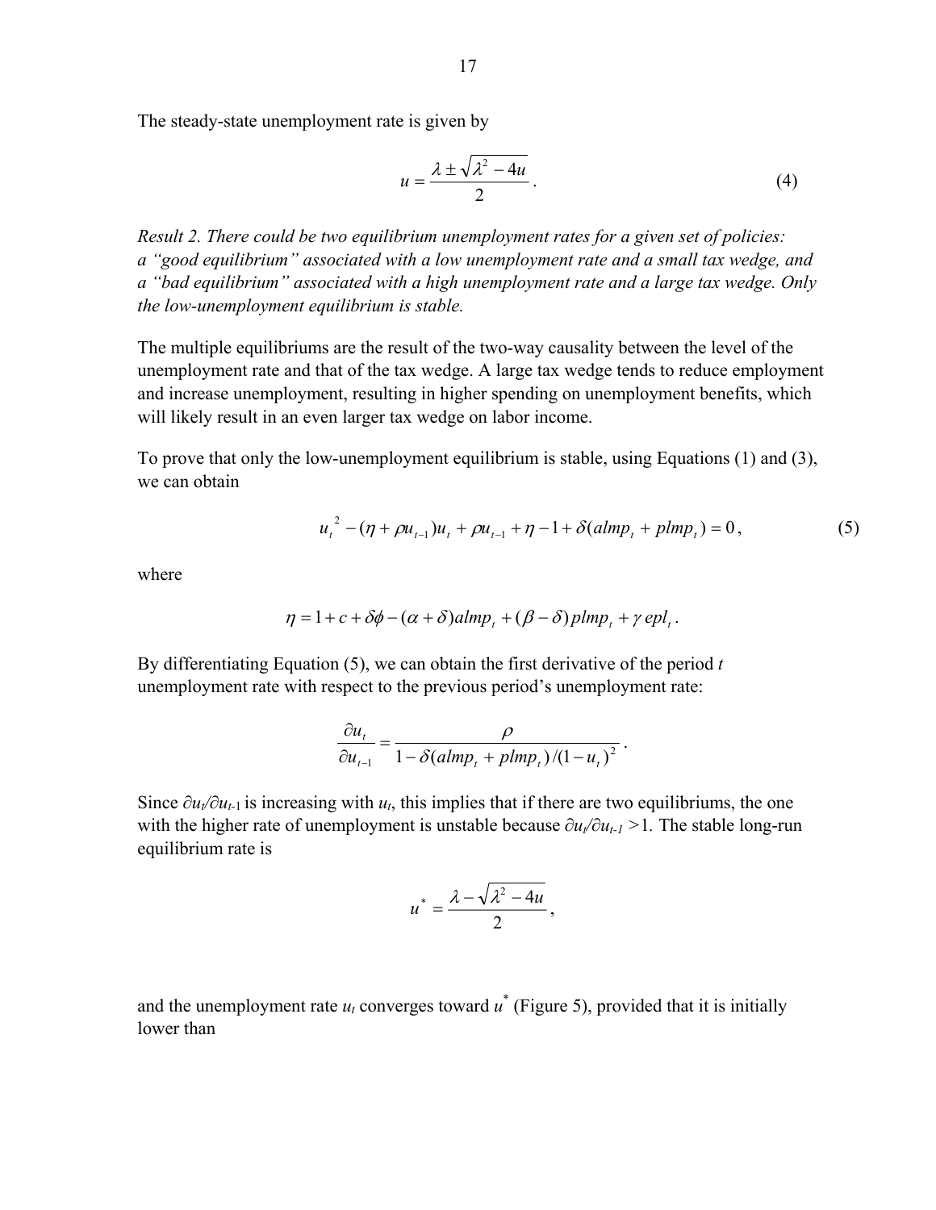The steady-state unemployment rate is given by

$$u = \frac{\lambda \pm \sqrt{\lambda^2 - 4u}}{2}. \tag{4}$$

*Result 2. There could be two equilibrium unemployment rates for a given set of policies: a "good equilibrium" associated with a low unemployment rate and a small tax wedge, and a "bad equilibrium" associated with a high unemployment rate and a large tax wedge. Only the low-unemployment equilibrium is stable.*

The multiple equilibriums are the result of the two-way causality between the level of the unemployment rate and that of the tax wedge. A large tax wedge tends to reduce employment and increase unemployment, resulting in higher spending on unemployment benefits, which will likely result in an even larger tax wedge on labor income.

To prove that only the low-unemployment equilibrium is stable, using Equations (1) and (3), we can obtain

$$u_t^{\,2} - (\eta + \rho u_{t-1})u_t + \rho u_{t-1} + \eta - 1 + \delta(almp_t + plmp_t) = 0, \tag{5}$$

where

$$\eta = 1 + c + \delta\phi - (\alpha + \delta)almp_t + (\beta - \delta)plmp_t + \gamma\, epl_t.$$

By differentiating Equation (5), we can obtain the first derivative of the period $t$ unemployment rate with respect to the previous period's unemployment rate:

$$\frac{\partial u_t}{\partial u_{t-1}} = \frac{\rho}{1 - \delta(almp_t + plmp_t)/(1-u_t)^2}.$$

Since $\partial u_t / \partial u_{t-1}$ is increasing with $u_t$, this implies that if there are two equilibriums, the one with the higher rate of unemployment is unstable because $\partial u_t / \partial u_{t-1} > 1$. The stable long-run equilibrium rate is

$$u^* = \frac{\lambda - \sqrt{\lambda^2 - 4u}}{2},$$

and the unemployment rate $u_t$ converges toward $u^*$ (Figure 5), provided that it is initially lower than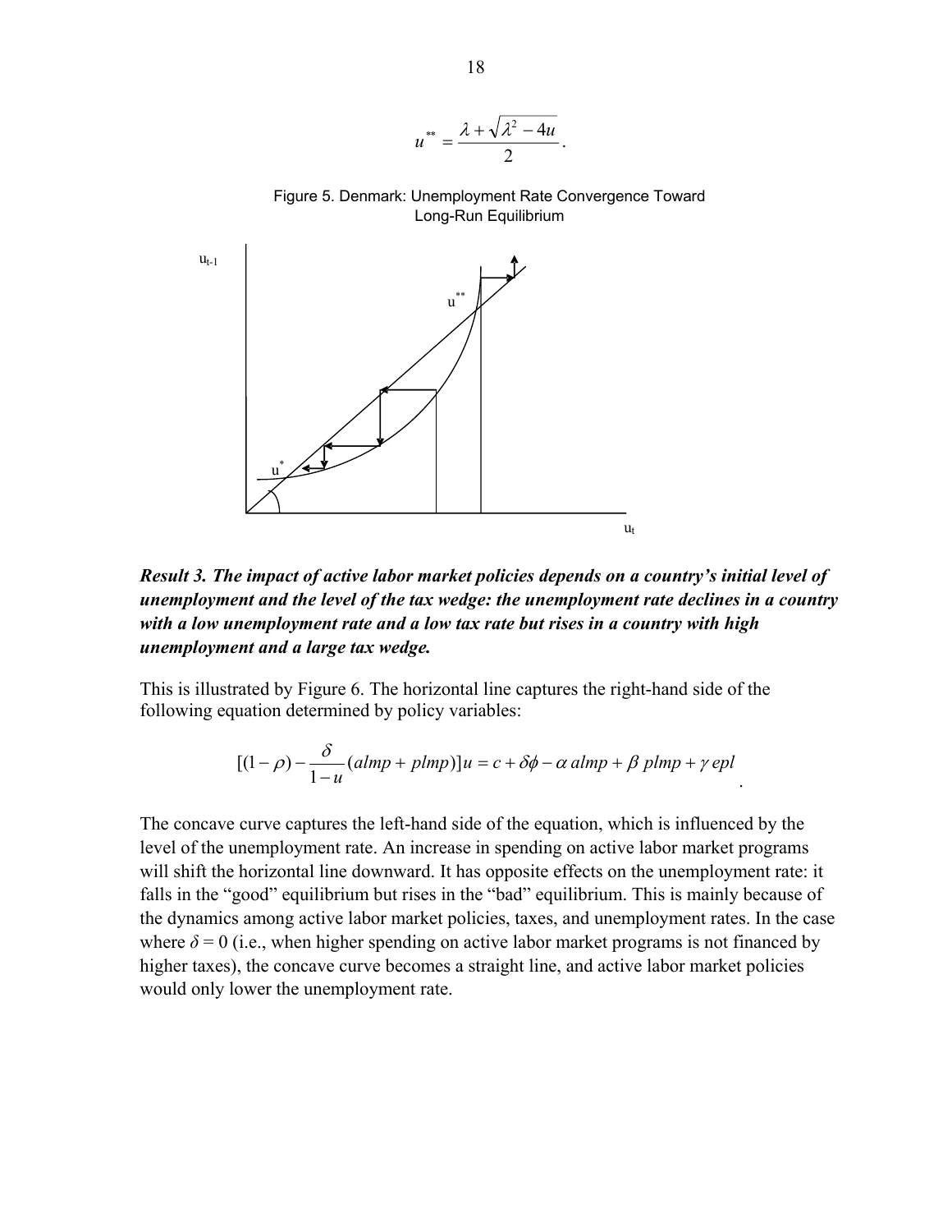$$u^{**} = \frac{\lambda + \sqrt{\lambda^2 - 4u}}{2}.$$

Figure 5. Denmark: Unemployment Rate Convergence Toward Long-Run Equilibrium

***Result 3. The impact of active labor market policies depends on a country's initial level of unemployment and the level of the tax wedge: the unemployment rate declines in a country with a low unemployment rate and a low tax rate but rises in a country with high unemployment and a large tax wedge.***

This is illustrated by Figure 6. The horizontal line captures the right-hand side of the following equation determined by policy variables:

$$[(1-\rho) - \frac{\delta}{1-u}(almp + plmp)]u = c + \delta\phi - \alpha\, almp + \beta\, plmp + \gamma\, epl.$$

The concave curve captures the left-hand side of the equation, which is influenced by the level of the unemployment rate. An increase in spending on active labor market programs will shift the horizontal line downward. It has opposite effects on the unemployment rate: it falls in the "good" equilibrium but rises in the "bad" equilibrium. This is mainly because of the dynamics among active labor market policies, taxes, and unemployment rates. In the case where $\delta = 0$ (i.e., when higher spending on active labor market programs is not financed by higher taxes), the concave curve becomes a straight line, and active labor market policies would only lower the unemployment rate.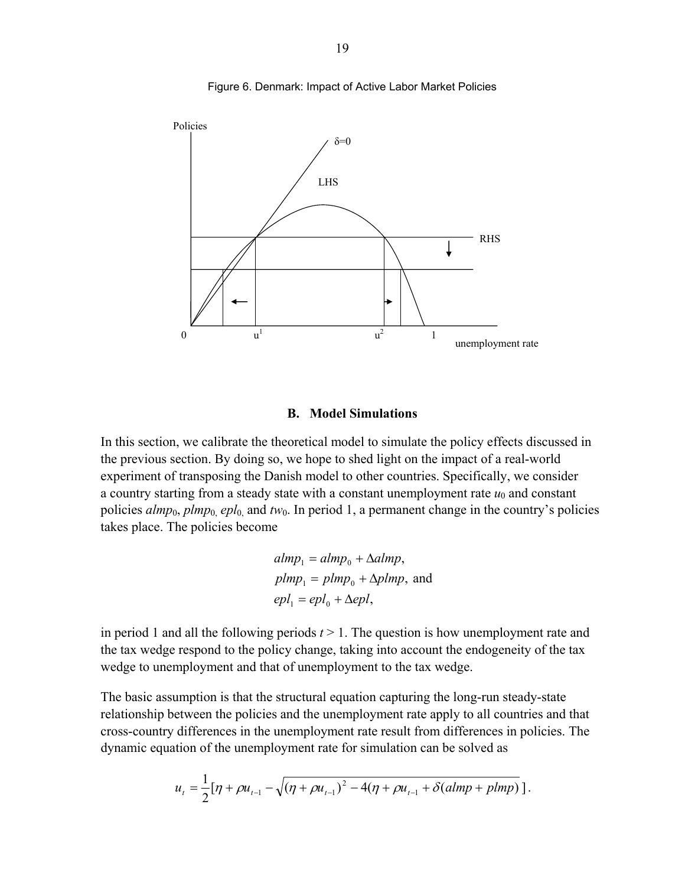Figure 6. Denmark: Impact of Active Labor Market Policies

### B. Model Simulations

In this section, we calibrate the theoretical model to simulate the policy effects discussed in the previous section. By doing so, we hope to shed light on the impact of a real-world experiment of transposing the Danish model to other countries. Specifically, we consider a country starting from a steady state with a constant unemployment rate $u_0$ and constant policies $almp_0$, $plmp_0$, $epl_0$, and $tw_0$. In period 1, a permanent change in the country's policies takes place. The policies become

$$
\begin{aligned}
almp_1 &= almp_0 + \Delta almp, \\
plmp_1 &= plmp_0 + \Delta plmp, \text{ and} \\
epl_1 &= epl_0 + \Delta epl,
\end{aligned}
$$

in period 1 and all the following periods $t > 1$. The question is how unemployment rate and the tax wedge respond to the policy change, taking into account the endogeneity of the tax wedge to unemployment and that of unemployment to the tax wedge.

The basic assumption is that the structural equation capturing the long-run steady-state relationship between the policies and the unemployment rate apply to all countries and that cross-country differences in the unemployment rate result from differences in policies. The dynamic equation of the unemployment rate for simulation can be solved as

$$
u_t = \frac{1}{2}[\eta + \rho u_{t-1} - \sqrt{(\eta + \rho u_{t-1})^2 - 4(\eta + \rho u_{t-1} + \delta(almp + plmp)}\,].
$$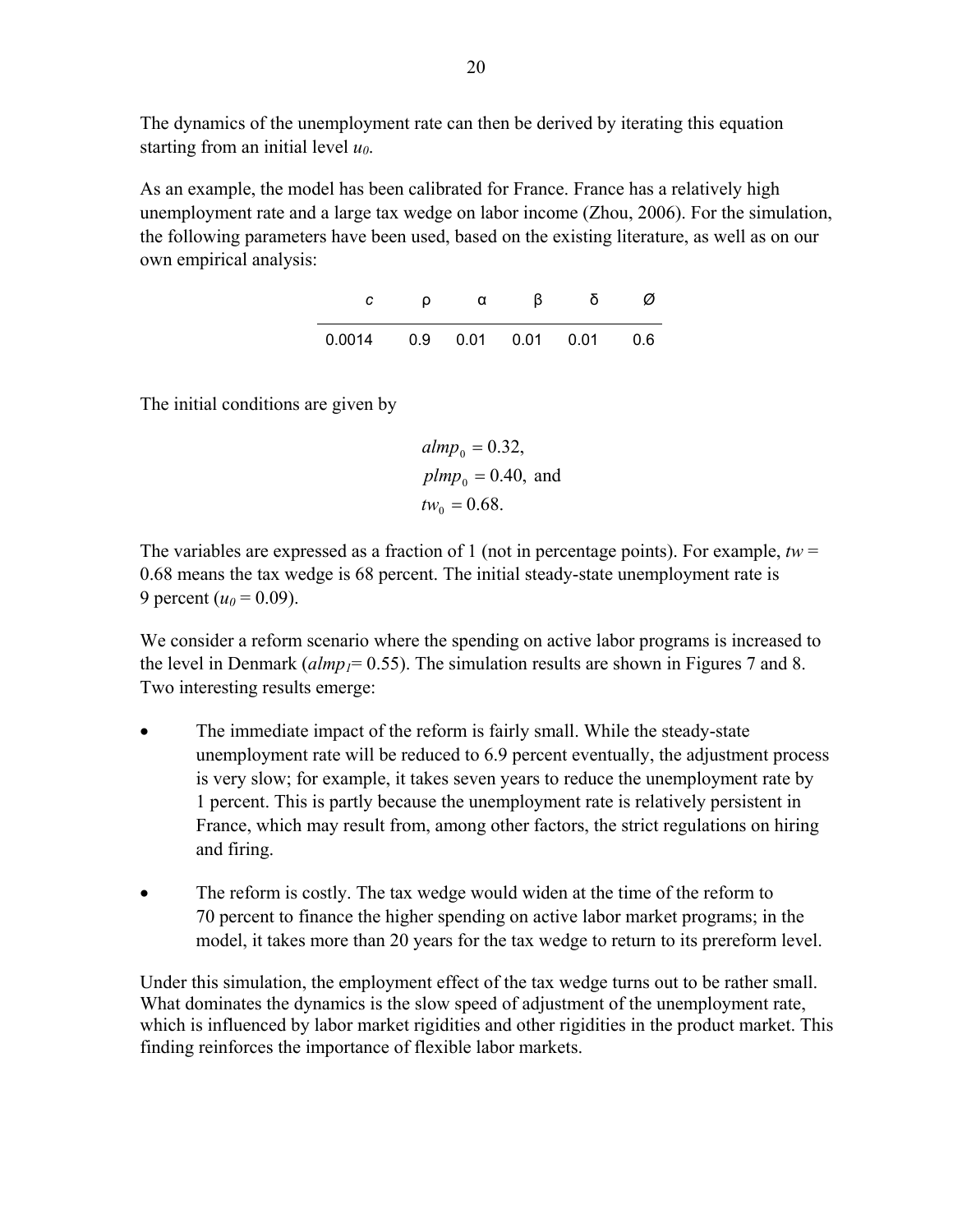The dynamics of the unemployment rate can then be derived by iterating this equation starting from an initial level $u_0$.

As an example, the model has been calibrated for France. France has a relatively high unemployment rate and a large tax wedge on labor income (Zhou, 2006). For the simulation, the following parameters have been used, based on the existing literature, as well as on our own empirical analysis:

| $c$ | $\rho$ | $\alpha$ | $\beta$ | $\delta$ | $\varnothing$ |
|---|---|---|---|---|---|
| 0.0014 | 0.9 | 0.01 | 0.01 | 0.01 | 0.6 |

The initial conditions are given by

$$almp_0 = 0.32,$$
$$plmp_0 = 0.40, \text{ and}$$
$$tw_0 = 0.68.$$

The variables are expressed as a fraction of 1 (not in percentage points). For example, $tw = 0.68$ means the tax wedge is 68 percent. The initial steady-state unemployment rate is 9 percent ($u_0 = 0.09$).

We consider a reform scenario where the spending on active labor programs is increased to the level in Denmark ($almp_1 = 0.55$). The simulation results are shown in Figures 7 and 8. Two interesting results emerge:

- The immediate impact of the reform is fairly small. While the steady-state unemployment rate will be reduced to 6.9 percent eventually, the adjustment process is very slow; for example, it takes seven years to reduce the unemployment rate by 1 percent. This is partly because the unemployment rate is relatively persistent in France, which may result from, among other factors, the strict regulations on hiring and firing.

- The reform is costly. The tax wedge would widen at the time of the reform to 70 percent to finance the higher spending on active labor market programs; in the model, it takes more than 20 years for the tax wedge to return to its prereform level.

Under this simulation, the employment effect of the tax wedge turns out to be rather small. What dominates the dynamics is the slow speed of adjustment of the unemployment rate, which is influenced by labor market rigidities and other rigidities in the product market. This finding reinforces the importance of flexible labor markets.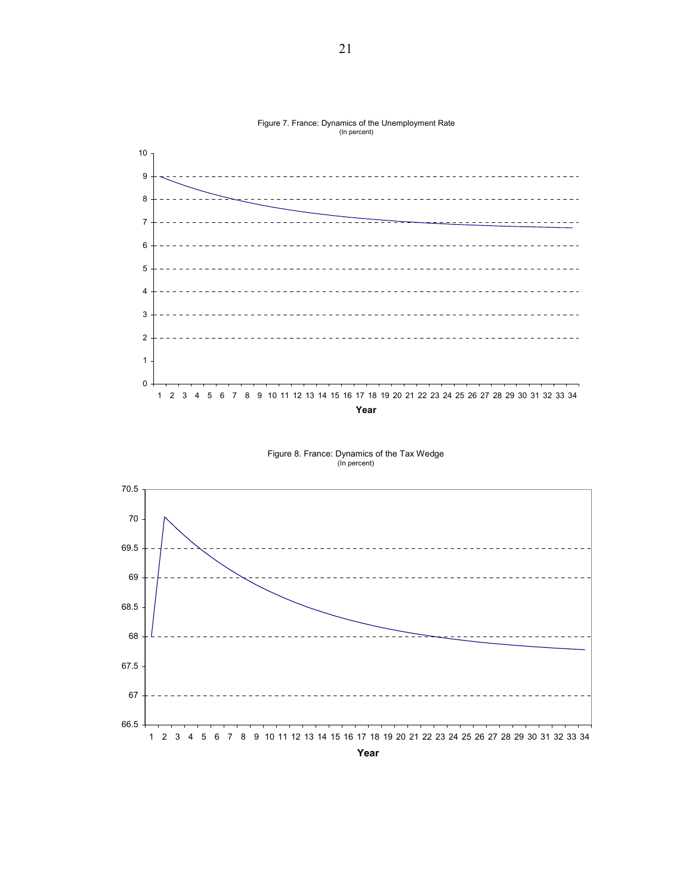Figure 7. France: Dynamics of the Unemployment Rate
(In percent)

Figure 8. France: Dynamics of the Tax Wedge
(In percent)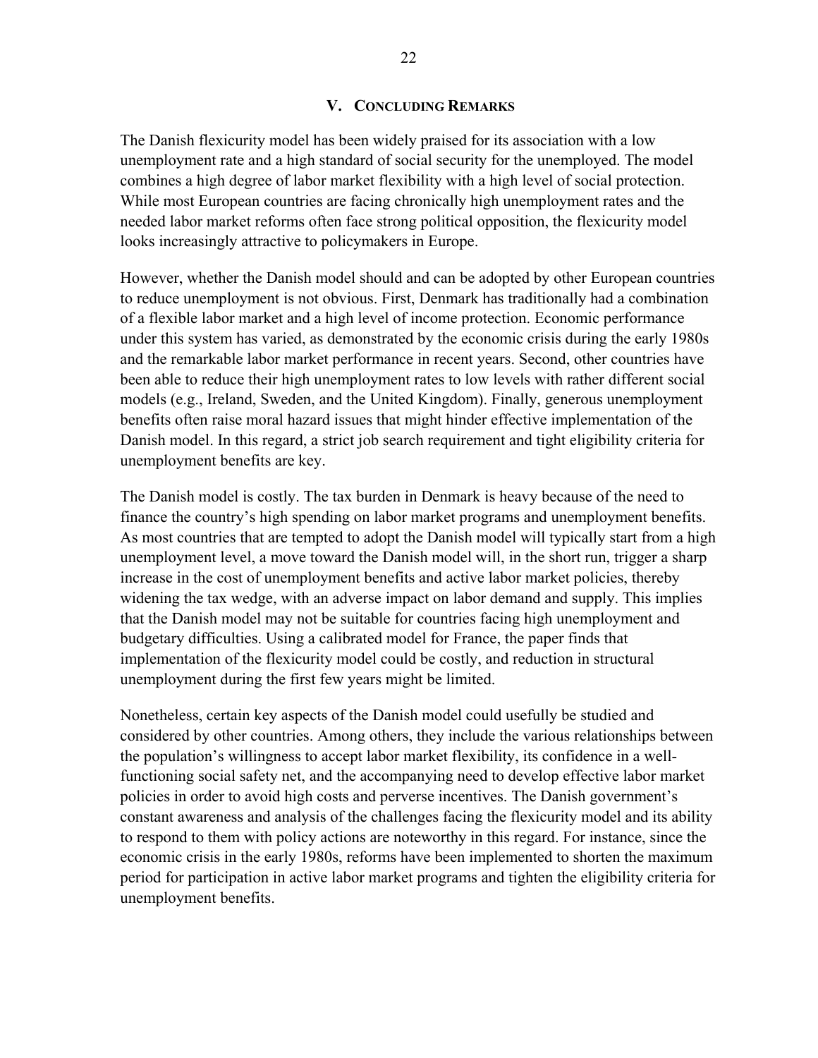## V. Concluding Remarks

The Danish flexicurity model has been widely praised for its association with a low unemployment rate and a high standard of social security for the unemployed. The model combines a high degree of labor market flexibility with a high level of social protection. While most European countries are facing chronically high unemployment rates and the needed labor market reforms often face strong political opposition, the flexicurity model looks increasingly attractive to policymakers in Europe.

However, whether the Danish model should and can be adopted by other European countries to reduce unemployment is not obvious. First, Denmark has traditionally had a combination of a flexible labor market and a high level of income protection. Economic performance under this system has varied, as demonstrated by the economic crisis during the early 1980s and the remarkable labor market performance in recent years. Second, other countries have been able to reduce their high unemployment rates to low levels with rather different social models (e.g., Ireland, Sweden, and the United Kingdom). Finally, generous unemployment benefits often raise moral hazard issues that might hinder effective implementation of the Danish model. In this regard, a strict job search requirement and tight eligibility criteria for unemployment benefits are key.

The Danish model is costly. The tax burden in Denmark is heavy because of the need to finance the country's high spending on labor market programs and unemployment benefits. As most countries that are tempted to adopt the Danish model will typically start from a high unemployment level, a move toward the Danish model will, in the short run, trigger a sharp increase in the cost of unemployment benefits and active labor market policies, thereby widening the tax wedge, with an adverse impact on labor demand and supply. This implies that the Danish model may not be suitable for countries facing high unemployment and budgetary difficulties. Using a calibrated model for France, the paper finds that implementation of the flexicurity model could be costly, and reduction in structural unemployment during the first few years might be limited.

Nonetheless, certain key aspects of the Danish model could usefully be studied and considered by other countries. Among others, they include the various relationships between the population's willingness to accept labor market flexibility, its confidence in a well-functioning social safety net, and the accompanying need to develop effective labor market policies in order to avoid high costs and perverse incentives. The Danish government's constant awareness and analysis of the challenges facing the flexicurity model and its ability to respond to them with policy actions are noteworthy in this regard. For instance, since the economic crisis in the early 1980s, reforms have been implemented to shorten the maximum period for participation in active labor market programs and tighten the eligibility criteria for unemployment benefits.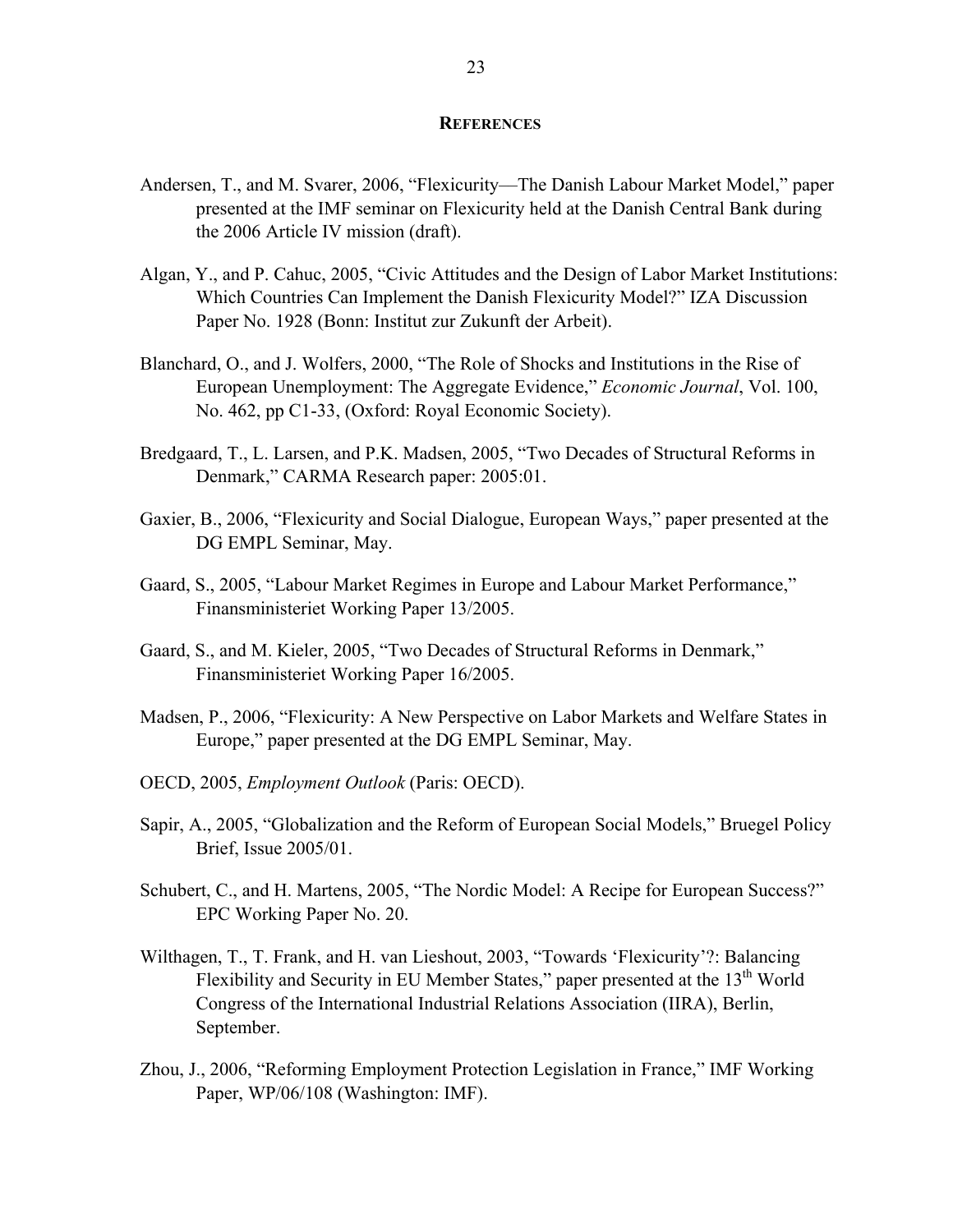## References

Andersen, T., and M. Svarer, 2006, "Flexicurity—The Danish Labour Market Model," paper presented at the IMF seminar on Flexicurity held at the Danish Central Bank during the 2006 Article IV mission (draft).

Algan, Y., and P. Cahuc, 2005, "Civic Attitudes and the Design of Labor Market Institutions: Which Countries Can Implement the Danish Flexicurity Model?" IZA Discussion Paper No. 1928 (Bonn: Institut zur Zukunft der Arbeit).

Blanchard, O., and J. Wolfers, 2000, "The Role of Shocks and Institutions in the Rise of European Unemployment: The Aggregate Evidence," *Economic Journal*, Vol. 100, No. 462, pp C1-33, (Oxford: Royal Economic Society).

Bredgaard, T., L. Larsen, and P.K. Madsen, 2005, "Two Decades of Structural Reforms in Denmark," CARMA Research paper: 2005:01.

Gaxier, B., 2006, "Flexicurity and Social Dialogue, European Ways," paper presented at the DG EMPL Seminar, May.

Gaard, S., 2005, "Labour Market Regimes in Europe and Labour Market Performance," Finansministeriet Working Paper 13/2005.

Gaard, S., and M. Kieler, 2005, "Two Decades of Structural Reforms in Denmark," Finansministeriet Working Paper 16/2005.

Madsen, P., 2006, "Flexicurity: A New Perspective on Labor Markets and Welfare States in Europe," paper presented at the DG EMPL Seminar, May.

OECD, 2005, *Employment Outlook* (Paris: OECD).

Sapir, A., 2005, "Globalization and the Reform of European Social Models," Bruegel Policy Brief, Issue 2005/01.

Schubert, C., and H. Martens, 2005, "The Nordic Model: A Recipe for European Success?" EPC Working Paper No. 20.

Wilthagen, T., T. Frank, and H. van Lieshout, 2003, "Towards 'Flexicurity'?: Balancing Flexibility and Security in EU Member States," paper presented at the 13th World Congress of the International Industrial Relations Association (IIRA), Berlin, September.

Zhou, J., 2006, "Reforming Employment Protection Legislation in France," IMF Working Paper, WP/06/108 (Washington: IMF).